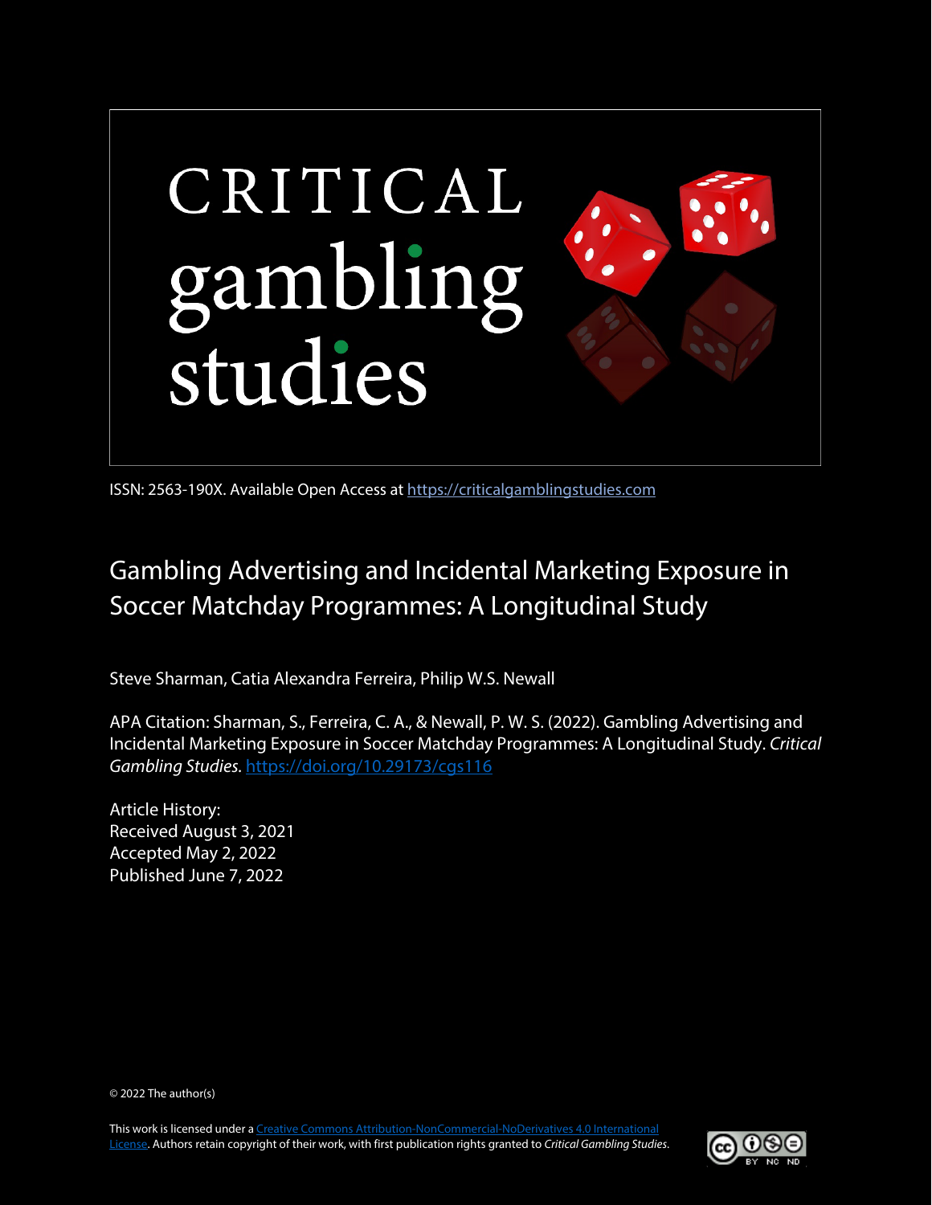CRITICAL gambling studies

ISSN: 2563-190X. Available Open Access at [https://criticalgamblingstudies.com](https://criticalgamblingstudies.com)

# Gambling Advertising and Incidental Marketing Exposure in Soccer Matchday Programmes: A Longitudinal Study

Steve Sharman, Catia Alexandra Ferreira, Philip W.S. Newall

APA Citation: Sharman, S., Ferreira, C. A., & Newall, P. W. S. (2022). Gambling Advertising and Incidental Marketing Exposure in Soccer Matchday Programmes: A Longitudinal Study. *Critical Gambling Studies*. [https://doi.org/10.29173/cgs116](https://doi.org/10.29173/cgs116)

Article History:
Received August 3, 2021
Accepted May 2, 2022
Published June 7, 2022

© 2022 The author(s)

This work is licensed under a [Creative Commons Attribution-NonCommercial-NoDerivatives 4.0 International License](https://creativecommons.org/licenses/by-nc-nd/4.0/). Authors retain copyright of their work, with first publication rights granted to *Critical Gambling Studies*.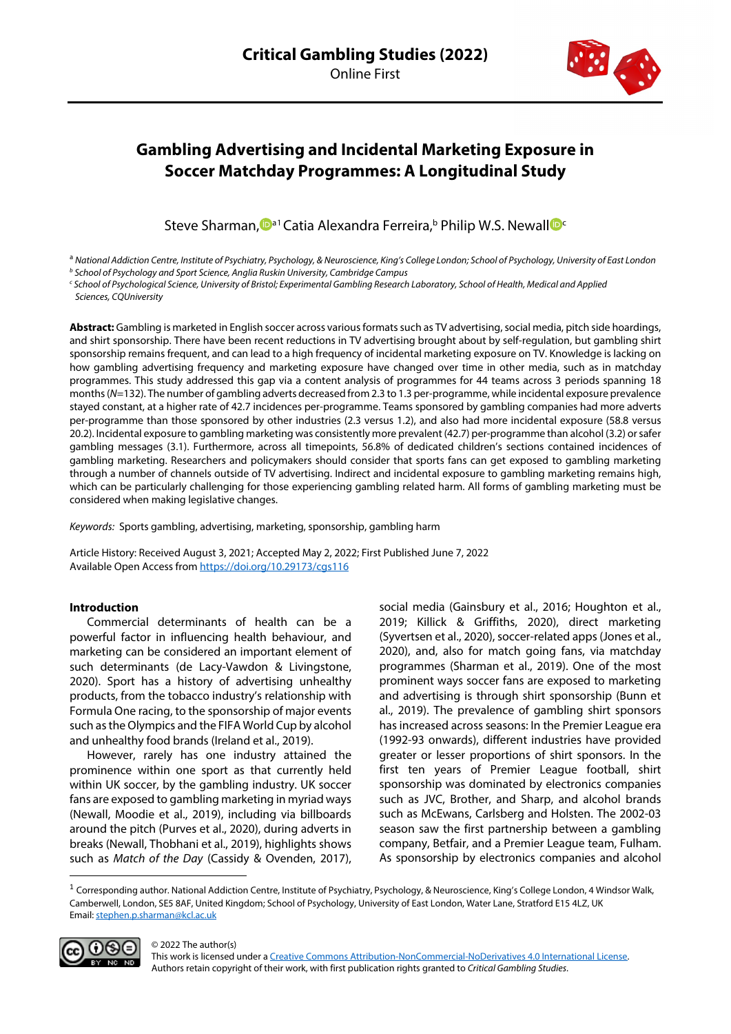# Gambling Advertising and Incidental Marketing Exposure in Soccer Matchday Programmes: A Longitudinal Study

Steve Sharman,[a1] Catia Alexandra Ferreira,[b] Philip W.S. Newall[c]

[a] *National Addiction Centre, Institute of Psychiatry, Psychology, & Neuroscience, King's College London; School of Psychology, University of East London*
[b] *School of Psychology and Sport Science, Anglia Ruskin University, Cambridge Campus*
[c] *School of Psychological Science, University of Bristol; Experimental Gambling Research Laboratory, School of Health, Medical and Applied Sciences, CQUniversity*

**Abstract:** Gambling is marketed in English soccer across various formats such as TV advertising, social media, pitch side hoardings, and shirt sponsorship. There have been recent reductions in TV advertising brought about by self-regulation, but gambling shirt sponsorship remains frequent, and can lead to a high frequency of incidental marketing exposure on TV. Knowledge is lacking on how gambling advertising frequency and marketing exposure have changed over time in other media, such as in matchday programmes. This study addressed this gap via a content analysis of programmes for 44 teams across 3 periods spanning 18 months ($N$=132). The number of gambling adverts decreased from 2.3 to 1.3 per-programme, while incidental exposure prevalence stayed constant, at a higher rate of 42.7 incidences per-programme. Teams sponsored by gambling companies had more adverts per-programme than those sponsored by other industries (2.3 versus 1.2), and also had more incidental exposure (58.8 versus 20.2). Incidental exposure to gambling marketing was consistently more prevalent (42.7) per-programme than alcohol (3.2) or safer gambling messages (3.1). Furthermore, across all timepoints, 56.8% of dedicated children's sections contained incidences of gambling marketing. Researchers and policymakers should consider that sports fans can get exposed to gambling marketing through a number of channels outside of TV advertising. Indirect and incidental exposure to gambling marketing remains high, which can be particularly challenging for those experiencing gambling related harm. All forms of gambling marketing must be considered when making legislative changes.

*Keywords:* Sports gambling, advertising, marketing, sponsorship, gambling harm

Article History: Received August 3, 2021; Accepted May 2, 2022; First Published June 7, 2022
Available Open Access from https://doi.org/10.29173/cgs116

## Introduction

Commercial determinants of health can be a powerful factor in influencing health behaviour, and marketing can be considered an important element of such determinants (de Lacy-Vawdon & Livingstone, 2020). Sport has a history of advertising unhealthy products, from the tobacco industry's relationship with Formula One racing, to the sponsorship of major events such as the Olympics and the FIFA World Cup by alcohol and unhealthy food brands (Ireland et al., 2019).

However, rarely has one industry attained the prominence within one sport as that currently held within UK soccer, by the gambling industry. UK soccer fans are exposed to gambling marketing in myriad ways (Newall, Moodie et al., 2019), including via billboards around the pitch (Purves et al., 2020), during adverts in breaks (Newall, Thobhani et al., 2019), highlights shows such as *Match of the Day* (Cassidy & Ovenden, 2017), social media (Gainsbury et al., 2016; Houghton et al., 2019; Killick & Griffiths, 2020), direct marketing (Syvertsen et al., 2020), soccer-related apps (Jones et al., 2020), and, also for match going fans, via matchday programmes (Sharman et al., 2019). One of the most prominent ways soccer fans are exposed to marketing and advertising is through shirt sponsorship (Bunn et al., 2019). The prevalence of gambling shirt sponsors has increased across seasons: In the Premier League era (1992-93 onwards), different industries have provided greater or lesser proportions of shirt sponsors. In the first ten years of Premier League football, shirt sponsorship was dominated by electronics companies such as JVC, Brother, and Sharp, and alcohol brands such as McEwans, Carlsberg and Holsten. The 2002-03 season saw the first partnership between a gambling company, Betfair, and a Premier League team, Fulham. As sponsorship by electronics companies and alcohol

---

[1] Corresponding author. National Addiction Centre, Institute of Psychiatry, Psychology, & Neuroscience, King's College London, 4 Windsor Walk, Camberwell, London, SE5 8AF, United Kingdom; School of Psychology, University of East London, Water Lane, Stratford E15 4LZ, UK
Email: stephen.p.sharman@kcl.ac.uk

© 2022 The author(s)
This work is licensed under a Creative Commons Attribution-NonCommercial-NoDerivatives 4.0 International License. Authors retain copyright of their work, with first publication rights granted to *Critical Gambling Studies*.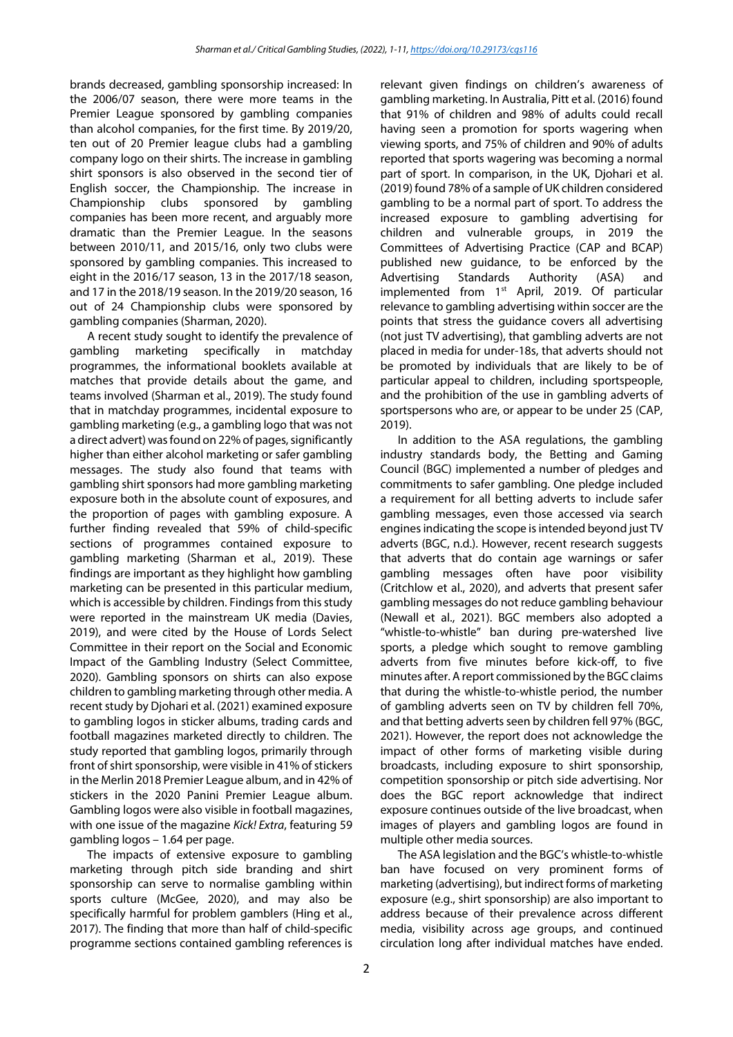brands decreased, gambling sponsorship increased: In the 2006/07 season, there were more teams in the Premier League sponsored by gambling companies than alcohol companies, for the first time. By 2019/20, ten out of 20 Premier league clubs had a gambling company logo on their shirts. The increase in gambling shirt sponsors is also observed in the second tier of English soccer, the Championship. The increase in Championship clubs sponsored by gambling companies has been more recent, and arguably more dramatic than the Premier League. In the seasons between 2010/11, and 2015/16, only two clubs were sponsored by gambling companies. This increased to eight in the 2016/17 season, 13 in the 2017/18 season, and 17 in the 2018/19 season. In the 2019/20 season, 16 out of 24 Championship clubs were sponsored by gambling companies (Sharman, 2020).

A recent study sought to identify the prevalence of gambling marketing specifically in matchday programmes, the informational booklets available at matches that provide details about the game, and teams involved (Sharman et al., 2019). The study found that in matchday programmes, incidental exposure to gambling marketing (e.g., a gambling logo that was not a direct advert) was found on 22% of pages, significantly higher than either alcohol marketing or safer gambling messages. The study also found that teams with gambling shirt sponsors had more gambling marketing exposure both in the absolute count of exposures, and the proportion of pages with gambling exposure. A further finding revealed that 59% of child-specific sections of programmes contained exposure to gambling marketing (Sharman et al., 2019). These findings are important as they highlight how gambling marketing can be presented in this particular medium, which is accessible by children. Findings from this study were reported in the mainstream UK media (Davies, 2019), and were cited by the House of Lords Select Committee in their report on the Social and Economic Impact of the Gambling Industry (Select Committee, 2020). Gambling sponsors on shirts can also expose children to gambling marketing through other media. A recent study by Djohari et al. (2021) examined exposure to gambling logos in sticker albums, trading cards and football magazines marketed directly to children. The study reported that gambling logos, primarily through front of shirt sponsorship, were visible in 41% of stickers in the Merlin 2018 Premier League album, and in 42% of stickers in the 2020 Panini Premier League album. Gambling logos were also visible in football magazines, with one issue of the magazine *Kick! Extra*, featuring 59 gambling logos – 1.64 per page.

The impacts of extensive exposure to gambling marketing through pitch side branding and shirt sponsorship can serve to normalise gambling within sports culture (McGee, 2020), and may also be specifically harmful for problem gamblers (Hing et al., 2017). The finding that more than half of child-specific programme sections contained gambling references is relevant given findings on children's awareness of gambling marketing. In Australia, Pitt et al. (2016) found that 91% of children and 98% of adults could recall having seen a promotion for sports wagering when viewing sports, and 75% of children and 90% of adults reported that sports wagering was becoming a normal part of sport. In comparison, in the UK, Djohari et al. (2019) found 78% of a sample of UK children considered gambling to be a normal part of sport. To address the increased exposure to gambling advertising for children and vulnerable groups, in 2019 the Committees of Advertising Practice (CAP and BCAP) published new guidance, to be enforced by the Advertising Standards Authority (ASA) and implemented from 1st April, 2019. Of particular relevance to gambling advertising within soccer are the points that stress the guidance covers all advertising (not just TV advertising), that gambling adverts are not placed in media for under-18s, that adverts should not be promoted by individuals that are likely to be of particular appeal to children, including sportspeople, and the prohibition of the use in gambling adverts of sportspersons who are, or appear to be under 25 (CAP, 2019).

In addition to the ASA regulations, the gambling industry standards body, the Betting and Gaming Council (BGC) implemented a number of pledges and commitments to safer gambling. One pledge included a requirement for all betting adverts to include safer gambling messages, even those accessed via search engines indicating the scope is intended beyond just TV adverts (BGC, n.d.). However, recent research suggests that adverts that do contain age warnings or safer gambling messages often have poor visibility (Critchlow et al., 2020), and adverts that present safer gambling messages do not reduce gambling behaviour (Newall et al., 2021). BGC members also adopted a "whistle-to-whistle" ban during pre-watershed live sports, a pledge which sought to remove gambling adverts from five minutes before kick-off, to five minutes after. A report commissioned by the BGC claims that during the whistle-to-whistle period, the number of gambling adverts seen on TV by children fell 70%, and that betting adverts seen by children fell 97% (BGC, 2021). However, the report does not acknowledge the impact of other forms of marketing visible during broadcasts, including exposure to shirt sponsorship, competition sponsorship or pitch side advertising. Nor does the BGC report acknowledge that indirect exposure continues outside of the live broadcast, when images of players and gambling logos are found in multiple other media sources.

The ASA legislation and the BGC's whistle-to-whistle ban have focused on very prominent forms of marketing (advertising), but indirect forms of marketing exposure (e.g., shirt sponsorship) are also important to address because of their prevalence across different media, visibility across age groups, and continued circulation long after individual matches have ended.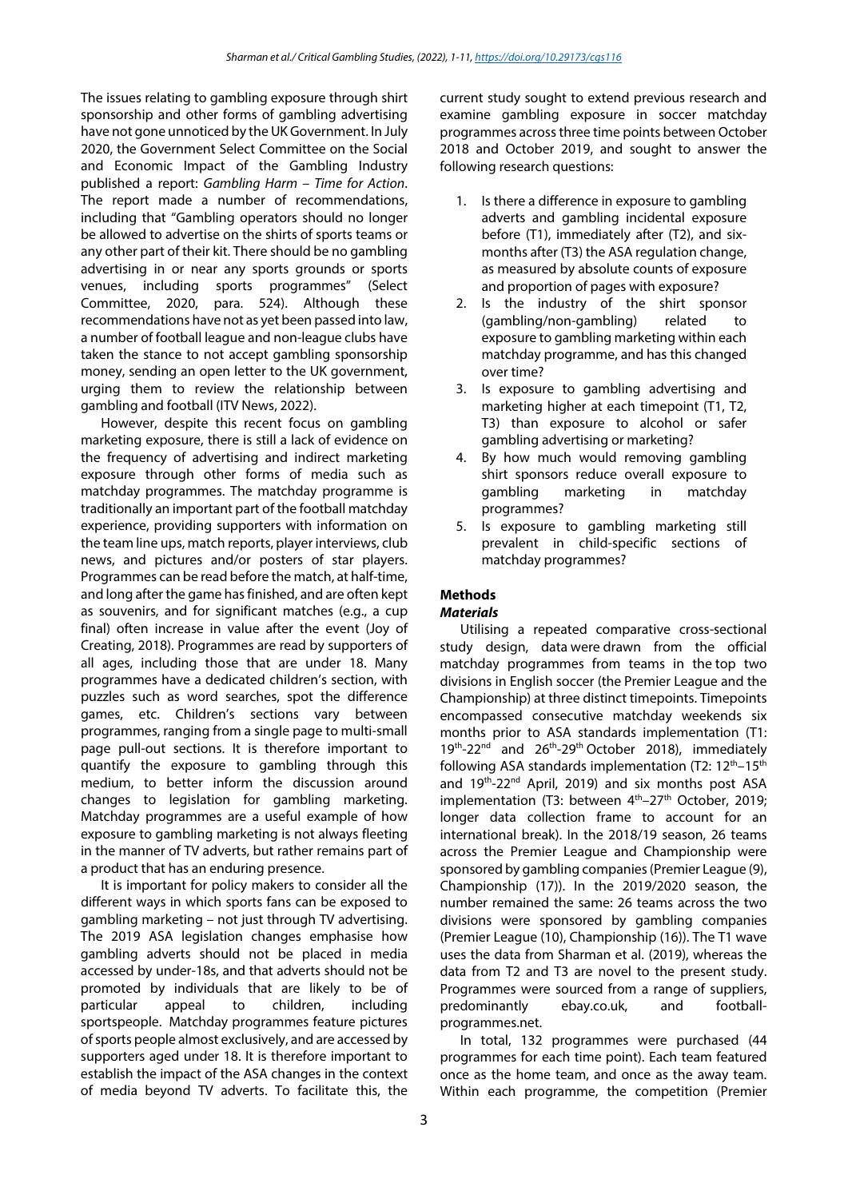The issues relating to gambling exposure through shirt sponsorship and other forms of gambling advertising have not gone unnoticed by the UK Government. In July 2020, the Government Select Committee on the Social and Economic Impact of the Gambling Industry published a report: *Gambling Harm – Time for Action*. The report made a number of recommendations, including that "Gambling operators should no longer be allowed to advertise on the shirts of sports teams or any other part of their kit. There should be no gambling advertising in or near any sports grounds or sports venues, including sports programmes" (Select Committee, 2020, para. 524). Although these recommendations have not as yet been passed into law, a number of football league and non-league clubs have taken the stance to not accept gambling sponsorship money, sending an open letter to the UK government, urging them to review the relationship between gambling and football (ITV News, 2022).

However, despite this recent focus on gambling marketing exposure, there is still a lack of evidence on the frequency of advertising and indirect marketing exposure through other forms of media such as matchday programmes. The matchday programme is traditionally an important part of the football matchday experience, providing supporters with information on the team line ups, match reports, player interviews, club news, and pictures and/or posters of star players. Programmes can be read before the match, at half-time, and long after the game has finished, and are often kept as souvenirs, and for significant matches (e.g., a cup final) often increase in value after the event (Joy of Creating, 2018). Programmes are read by supporters of all ages, including those that are under 18. Many programmes have a dedicated children's section, with puzzles such as word searches, spot the difference games, etc. Children's sections vary between programmes, ranging from a single page to multi-small page pull-out sections. It is therefore important to quantify the exposure to gambling through this medium, to better inform the discussion around changes to legislation for gambling marketing. Matchday programmes are a useful example of how exposure to gambling marketing is not always fleeting in the manner of TV adverts, but rather remains part of a product that has an enduring presence.

It is important for policy makers to consider all the different ways in which sports fans can be exposed to gambling marketing – not just through TV advertising. The 2019 ASA legislation changes emphasise how gambling adverts should not be placed in media accessed by under-18s, and that adverts should not be promoted by individuals that are likely to be of particular appeal to children, including sportspeople. Matchday programmes feature pictures of sports people almost exclusively, and are accessed by supporters aged under 18. It is therefore important to establish the impact of the ASA changes in the context of media beyond TV adverts. To facilitate this, the current study sought to extend previous research and examine gambling exposure in soccer matchday programmes across three time points between October 2018 and October 2019, and sought to answer the following research questions:

1. Is there a difference in exposure to gambling adverts and gambling incidental exposure before (T1), immediately after (T2), and six-months after (T3) the ASA regulation change, as measured by absolute counts of exposure and proportion of pages with exposure?
2. Is the industry of the shirt sponsor (gambling/non-gambling) related to exposure to gambling marketing within each matchday programme, and has this changed over time?
3. Is exposure to gambling advertising and marketing higher at each timepoint (T1, T2, T3) than exposure to alcohol or safer gambling advertising or marketing?
4. By how much would removing gambling shirt sponsors reduce overall exposure to gambling marketing in matchday programmes?
5. Is exposure to gambling marketing still prevalent in child-specific sections of matchday programmes?

## Methods

### *Materials*

Utilising a repeated comparative cross-sectional study design, data were drawn from the official matchday programmes from teams in the top two divisions in English soccer (the Premier League and the Championship) at three distinct timepoints. Timepoints encompassed consecutive matchday weekends six months prior to ASA standards implementation (T1: 19th-22nd and 26th-29th October 2018), immediately following ASA standards implementation (T2: 12th–15th and 19th-22nd April, 2019) and six months post ASA implementation (T3: between 4th–27th October, 2019; longer data collection frame to account for an international break). In the 2018/19 season, 26 teams across the Premier League and Championship were sponsored by gambling companies (Premier League (9), Championship (17)). In the 2019/2020 season, the number remained the same: 26 teams across the two divisions were sponsored by gambling companies (Premier League (10), Championship (16)). The T1 wave uses the data from Sharman et al. (2019), whereas the data from T2 and T3 are novel to the present study. Programmes were sourced from a range of suppliers, predominantly ebay.co.uk, and football-programmes.net.

In total, 132 programmes were purchased (44 programmes for each time point). Each team featured once as the home team, and once as the away team. Within each programme, the competition (Premier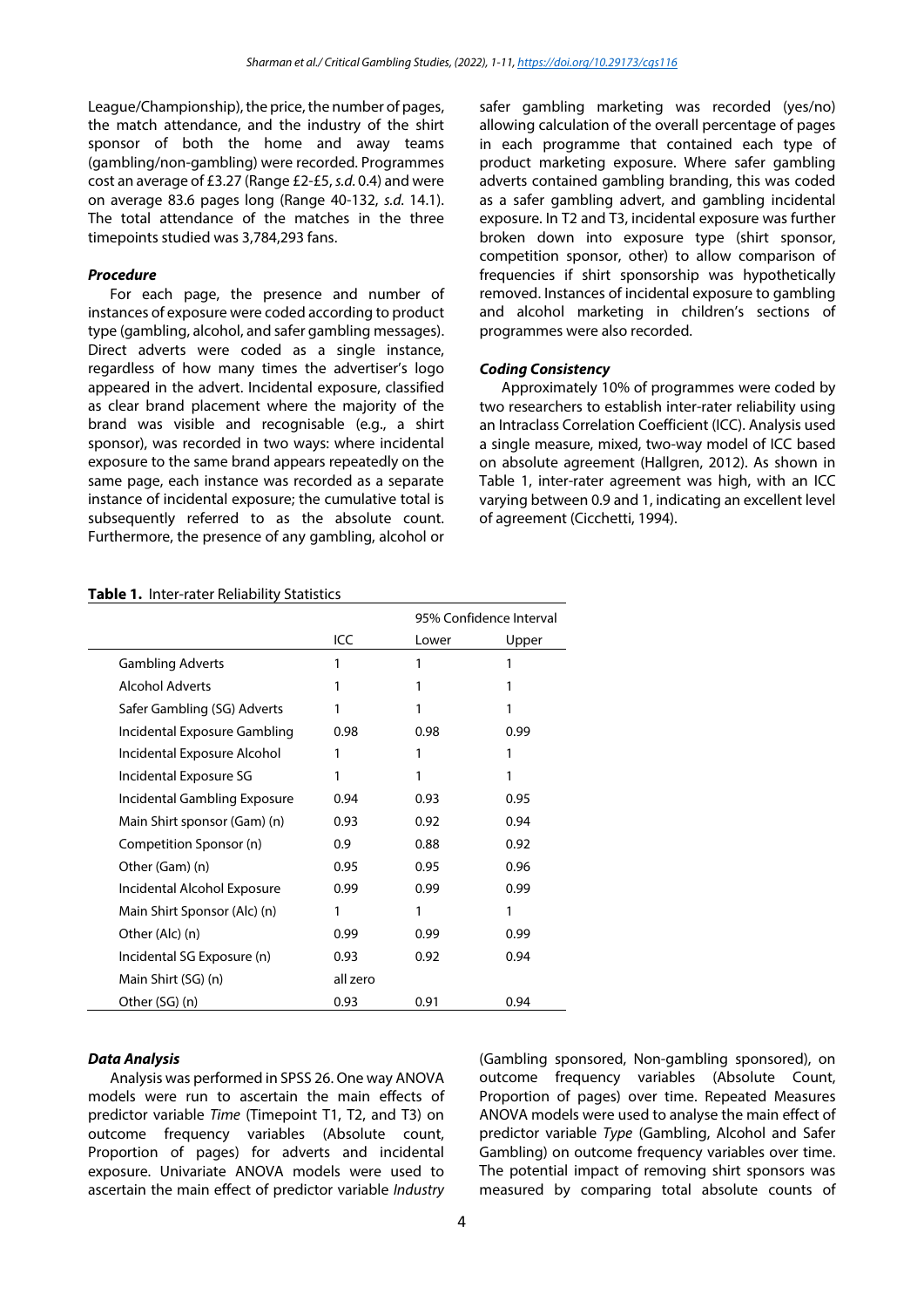League/Championship), the price, the number of pages, the match attendance, and the industry of the shirt sponsor of both the home and away teams (gambling/non-gambling) were recorded. Programmes cost an average of £3.27 (Range £2-£5, *s.d.* 0.4) and were on average 83.6 pages long (Range 40-132, *s.d.* 14.1). The total attendance of the matches in the three timepoints studied was 3,784,293 fans.

### *Procedure*

For each page, the presence and number of instances of exposure were coded according to product type (gambling, alcohol, and safer gambling messages). Direct adverts were coded as a single instance, regardless of how many times the advertiser's logo appeared in the advert. Incidental exposure, classified as clear brand placement where the majority of the brand was visible and recognisable (e.g., a shirt sponsor), was recorded in two ways: where incidental exposure to the same brand appears repeatedly on the same page, each instance was recorded as a separate instance of incidental exposure; the cumulative total is subsequently referred to as the absolute count. Furthermore, the presence of any gambling, alcohol or safer gambling marketing was recorded (yes/no) allowing calculation of the overall percentage of pages in each programme that contained each type of product marketing exposure. Where safer gambling adverts contained gambling branding, this was coded as a safer gambling advert, and gambling incidental exposure. In T2 and T3, incidental exposure was further broken down into exposure type (shirt sponsor, competition sponsor, other) to allow comparison of frequencies if shirt sponsorship was hypothetically removed. Instances of incidental exposure to gambling and alcohol marketing in children's sections of programmes were also recorded.

### *Coding Consistency*

Approximately 10% of programmes were coded by two researchers to establish inter-rater reliability using an Intraclass Correlation Coefficient (ICC). Analysis used a single measure, mixed, two-way model of ICC based on absolute agreement (Hallgren, 2012). As shown in Table 1, inter-rater agreement was high, with an ICC varying between 0.9 and 1, indicating an excellent level of agreement (Cicchetti, 1994).

**Table 1.** Inter-rater Reliability Statistics

| | ICC | 95% Confidence Interval | |
|---|---|---|---|
| | | Lower | Upper |
| Gambling Adverts | 1 | 1 | 1 |
| Alcohol Adverts | 1 | 1 | 1 |
| Safer Gambling (SG) Adverts | 1 | 1 | 1 |
| Incidental Exposure Gambling | 0.98 | 0.98 | 0.99 |
| Incidental Exposure Alcohol | 1 | 1 | 1 |
| Incidental Exposure SG | 1 | 1 | 1 |
| Incidental Gambling Exposure | 0.94 | 0.93 | 0.95 |
| Main Shirt sponsor (Gam) (n) | 0.93 | 0.92 | 0.94 |
| Competition Sponsor (n) | 0.9 | 0.88 | 0.92 |
| Other (Gam) (n) | 0.95 | 0.95 | 0.96 |
| Incidental Alcohol Exposure | 0.99 | 0.99 | 0.99 |
| Main Shirt Sponsor (Alc) (n) | 1 | 1 | 1 |
| Other (Alc) (n) | 0.99 | 0.99 | 0.99 |
| Incidental SG Exposure (n) | 0.93 | 0.92 | 0.94 |
| Main Shirt (SG) (n) | all zero | | |
| Other (SG) (n) | 0.93 | 0.91 | 0.94 |

### *Data Analysis*

Analysis was performed in SPSS 26. One way ANOVA models were run to ascertain the main effects of predictor variable *Time* (Timepoint T1, T2, and T3) on outcome frequency variables (Absolute count, Proportion of pages) for adverts and incidental exposure. Univariate ANOVA models were used to ascertain the main effect of predictor variable *Industry* (Gambling sponsored, Non-gambling sponsored), on outcome frequency variables (Absolute Count, Proportion of pages) over time. Repeated Measures ANOVA models were used to analyse the main effect of predictor variable *Type* (Gambling, Alcohol and Safer Gambling) on outcome frequency variables over time. The potential impact of removing shirt sponsors was measured by comparing total absolute counts of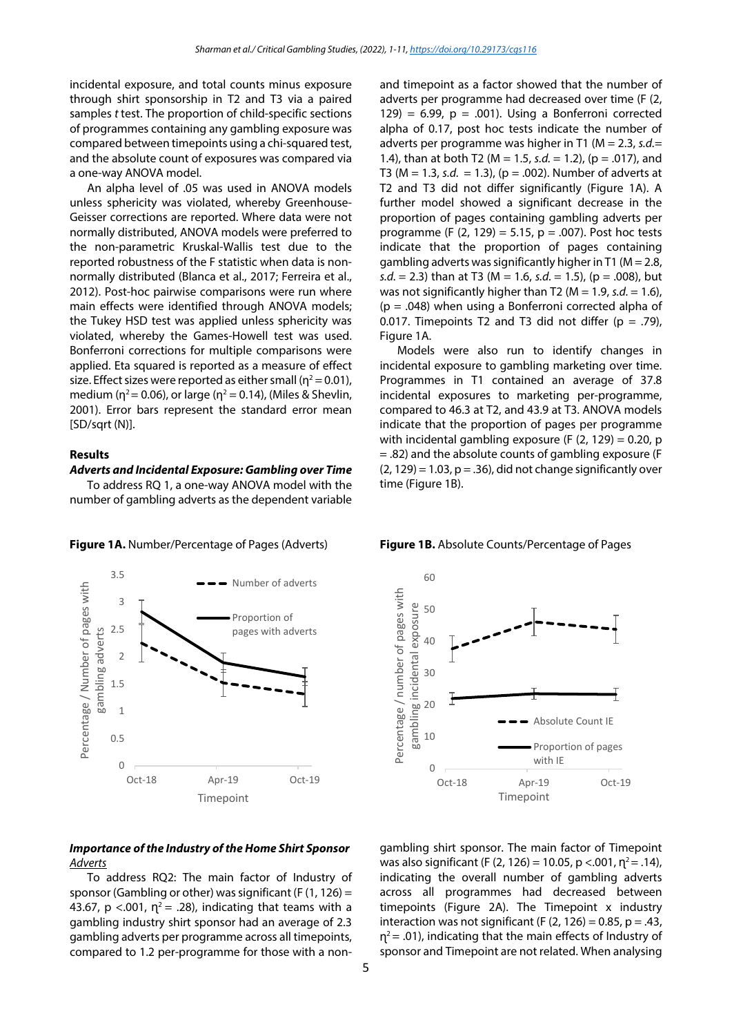incidental exposure, and total counts minus exposure through shirt sponsorship in T2 and T3 via a paired samples *t* test. The proportion of child-specific sections of programmes containing any gambling exposure was compared between timepoints using a chi-squared test, and the absolute count of exposures was compared via a one-way ANOVA model.

An alpha level of .05 was used in ANOVA models unless sphericity was violated, whereby Greenhouse-Geisser corrections are reported. Where data were not normally distributed, ANOVA models were preferred to the non-parametric Kruskal-Wallis test due to the reported robustness of the F statistic when data is non-normally distributed (Blanca et al., 2017; Ferreira et al., 2012). Post-hoc pairwise comparisons were run where main effects were identified through ANOVA models; the Tukey HSD test was applied unless sphericity was violated, whereby the Games-Howell test was used. Bonferroni corrections for multiple comparisons were applied. Eta squared is reported as a measure of effect size. Effect sizes were reported as either small ($\eta^2 = 0.01$), medium ($\eta^2 = 0.06$), or large ($\eta^2 = 0.14$), (Miles & Shevlin, 2001). Error bars represent the standard error mean [SD/sqrt (N)].

## Results

### *Adverts and Incidental Exposure: Gambling over Time*

To address RQ 1, a one-way ANOVA model with the number of gambling adverts as the dependent variable and timepoint as a factor showed that the number of adverts per programme had decreased over time ($F(2, 129) = 6.99$, $p = .001$). Using a Bonferroni corrected alpha of 0.17, post hoc tests indicate the number of adverts per programme was higher in T1 (M = 2.3, *s.d.*= 1.4), than at both T2 (M = 1.5, *s.d.* = 1.2), ($p = .017$), and T3 (M = 1.3, *s.d.* = 1.3), ($p = .002$). Number of adverts at T2 and T3 did not differ significantly (Figure 1A). A further model showed a significant decrease in the proportion of pages containing gambling adverts per programme ($F(2, 129) = 5.15$, $p = .007$). Post hoc tests indicate that the proportion of pages containing gambling adverts was significantly higher in T1 (M = 2.8, *s.d.* = 2.3) than at T3 (M = 1.6, *s.d.* = 1.5), ($p = .008$), but was not significantly higher than T2 (M = 1.9, *s.d.* = 1.6), ($p = .048$) when using a Bonferroni corrected alpha of 0.017. Timepoints T2 and T3 did not differ ($p = .79$), Figure 1A.

Models were also run to identify changes in incidental exposure to gambling marketing over time. Programmes in T1 contained an average of 37.8 incidental exposures to marketing per-programme, compared to 46.3 at T2, and 43.9 at T3. ANOVA models indicate that the proportion of pages per programme with incidental gambling exposure ($F(2, 129) = 0.20$, $p = .82$) and the absolute counts of gambling exposure ($F(2, 129) = 1.03$, $p = .36$), did not change significantly over time (Figure 1B).

**Figure 1A.** Number/Percentage of Pages (Adverts)

**Figure 1B.** Absolute Counts/Percentage of Pages

### *Importance of the Industry of the Home Shirt Sponsor Adverts*

To address RQ2: The main factor of Industry of sponsor (Gambling or other) was significant ($F(1, 126) = 43.67$, $p < .001$, $\eta^2 = .28$), indicating that teams with a gambling industry shirt sponsor had an average of 2.3 gambling adverts per programme across all timepoints, compared to 1.2 per-programme for those with a non-gambling shirt sponsor. The main factor of Timepoint was also significant ($F(2, 126) = 10.05$, $p < .001$, $\eta^2 = .14$), indicating the overall number of gambling adverts across all programmes had decreased between timepoints (Figure 2A). The Timepoint x industry interaction was not significant ($F(2, 126) = 0.85$, $p = .43$, $\eta^2 = .01$), indicating that the main effects of Industry of sponsor and Timepoint are not related. When analysing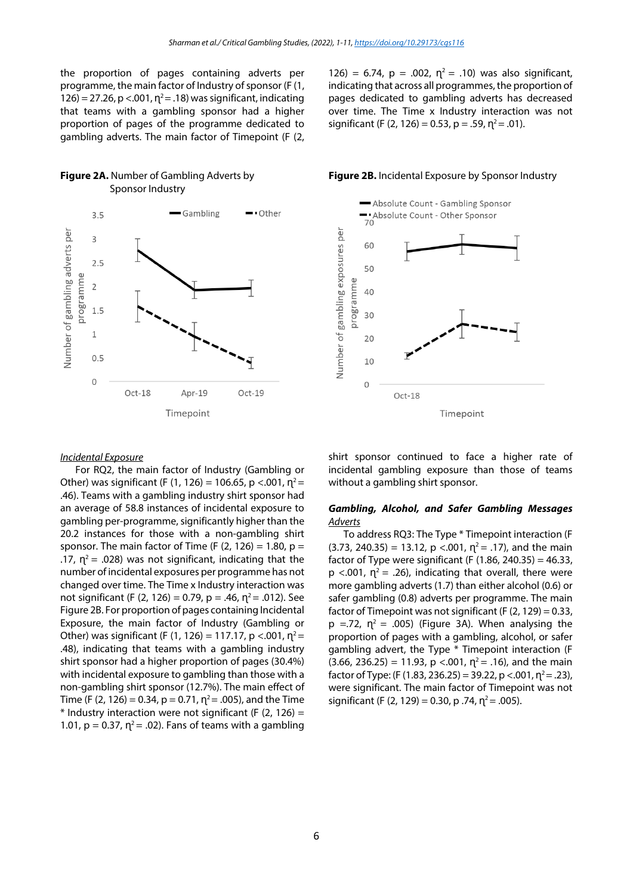the proportion of pages containing adverts per programme, the main factor of Industry of sponsor ($F$ (1, 126) = 27.26, $p$ <.001, $\eta^2$ = .18) was significant, indicating that teams with a gambling sponsor had a higher proportion of pages of the programme dedicated to gambling adverts. The main factor of Timepoint ($F$ (2, 126) = 6.74, $p$ = .002, $\eta^2$ = .10) was also significant, indicating that across all programmes, the proportion of pages dedicated to gambling adverts has decreased over time. The Time x Industry interaction was not significant ($F$ (2, 126) = 0.53, $p$ = .59, $\eta^2$ = .01).

**Figure 2A.** Number of Gambling Adverts by Sponsor Industry

**Figure 2B.** Incidental Exposure by Sponsor Industry

*Incidental Exposure*

For RQ2, the main factor of Industry (Gambling or Other) was significant ($F$ (1, 126) = 106.65, $p$ <.001, $\eta^2$ = .46). Teams with a gambling industry shirt sponsor had an average of 58.8 instances of incidental exposure to gambling per-programme, significantly higher than the 20.2 instances for those with a non-gambling shirt sponsor. The main factor of Time ($F$ (2, 126) = 1.80, $p$ = .17, $\eta^2$ = .028) was not significant, indicating that the number of incidental exposures per programme has not changed over time. The Time x Industry interaction was not significant ($F$ (2, 126) = 0.79, $p$ = .46, $\eta^2$ = .012). See Figure 2B. For proportion of pages containing Incidental Exposure, the main factor of Industry (Gambling or Other) was significant ($F$ (1, 126) = 117.17, $p$ <.001, $\eta^2$ = .48), indicating that teams with a gambling industry shirt sponsor had a higher proportion of pages (30.4%) with incidental exposure to gambling than those with a non-gambling shirt sponsor (12.7%). The main effect of Time ($F$ (2, 126) = 0.34, $p$ = 0.71, $\eta^2$ = .005), and the Time * Industry interaction were not significant ($F$ (2, 126) = 1.01, $p$ = 0.37, $\eta^2$ = .02). Fans of teams with a gambling shirt sponsor continued to face a higher rate of incidental gambling exposure than those of teams without a gambling shirt sponsor.

***Gambling, Alcohol, and Safer Gambling Messages***

*Adverts*

To address RQ3: The Type * Timepoint interaction ($F$ (3.73, 240.35) = 13.12, $p$ <.001, $\eta^2$ = .17), and the main factor of Type were significant ($F$ (1.86, 240.35) = 46.33, $p$ <.001, $\eta^2$ = .26), indicating that overall, there were more gambling adverts (1.7) than either alcohol (0.6) or safer gambling (0.8) adverts per programme. The main factor of Timepoint was not significant ($F$ (2, 129) = 0.33, $p$ =.72, $\eta^2$ = .005) (Figure 3A). When analysing the proportion of pages with a gambling, alcohol, or safer gambling advert, the Type * Timepoint interaction ($F$ (3.66, 236.25) = 11.93, $p$ <.001, $\eta^2$ = .16), and the main factor of Type: ($F$ (1.83, 236.25) = 39.22, $p$ <.001, $\eta^2$ = .23), were significant. The main factor of Timepoint was not significant ($F$ (2, 129) = 0.30, $p$ .74, $\eta^2$ = .005).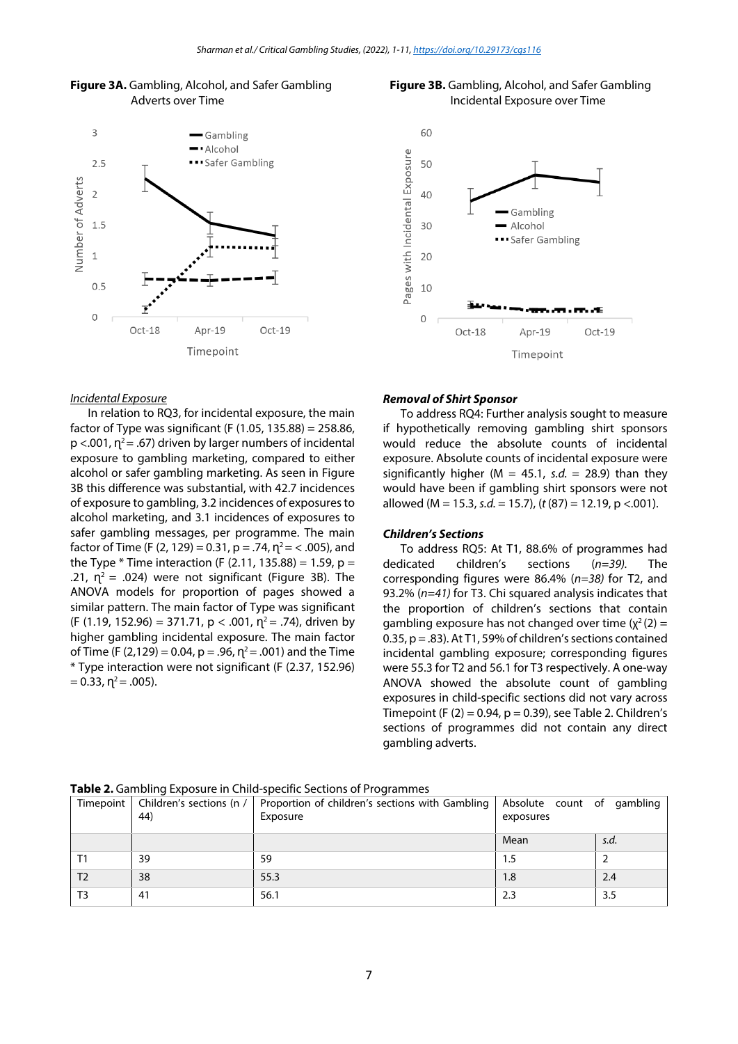**Figure 3A.** Gambling, Alcohol, and Safer Gambling Adverts over Time

**Figure 3B.** Gambling, Alcohol, and Safer Gambling Incidental Exposure over Time

*Incidental Exposure*

In relation to RQ3, for incidental exposure, the main factor of Type was significant ($F$ (1.05, 135.88) = 258.86, $p$ <.001, $\eta^2$ = .67) driven by larger numbers of incidental exposure to gambling marketing, compared to either alcohol or safer gambling marketing. As seen in Figure 3B this difference was substantial, with 42.7 incidences of exposure to gambling, 3.2 incidences of exposures to alcohol marketing, and 3.1 incidences of exposures to safer gambling messages, per programme. The main factor of Time ($F$ (2, 129) = 0.31, $p$ = .74, $\eta^2$ = < .005), and the Type * Time interaction ($F$ (2.11, 135.88) = 1.59, $p$ = .21, $\eta^2$ = .024) were not significant (Figure 3B). The ANOVA models for proportion of pages showed a similar pattern. The main factor of Type was significant ($F$ (1.19, 152.96) = 371.71, $p$ < .001, $\eta^2$ = .74), driven by higher gambling incidental exposure. The main factor of Time ($F$ (2,129) = 0.04, $p$ = .96, $\eta^2$ = .001) and the Time * Type interaction were not significant ($F$ (2.37, 152.96) = 0.33, $\eta^2$ = .005).

***Removal of Shirt Sponsor***

To address RQ4: Further analysis sought to measure if hypothetically removing gambling shirt sponsors would reduce the absolute counts of incidental exposure. Absolute counts of incidental exposure were significantly higher (M = 45.1, *s.d.* = 28.9) than they would have been if gambling shirt sponsors were not allowed (M = 15.3, *s.d.* = 15.7), ($t$ (87) = 12.19, $p$ <.001).

***Children's Sections***

To address RQ5: At T1, 88.6% of programmes had dedicated children's sections (*n=39).* The corresponding figures were 86.4% (*n=38)* for T2, and 93.2% (*n=41)* for T3. Chi squared analysis indicates that the proportion of children's sections that contain gambling exposure has not changed over time ($\chi^2$ (2) = 0.35, $p$ = .83). At T1, 59% of children's sections contained incidental gambling exposure; corresponding figures were 55.3 for T2 and 56.1 for T3 respectively. A one-way ANOVA showed the absolute count of gambling exposures in child-specific sections did not vary across Timepoint ($F$ (2) = 0.94, $p$ = 0.39), see Table 2. Children's sections of programmes did not contain any direct gambling adverts.

**Table 2.** Gambling Exposure in Child-specific Sections of Programmes

| Timepoint | Children's sections (n / 44) | Proportion of children's sections with Gambling Exposure | Absolute count of gambling exposures | |
|---|---|---|---|---|
| | | | Mean | *s.d.* |
| T1 | 39 | 59 | 1.5 | 2 |
| T2 | 38 | 55.3 | 1.8 | 2.4 |
| T3 | 41 | 56.1 | 2.3 | 3.5 |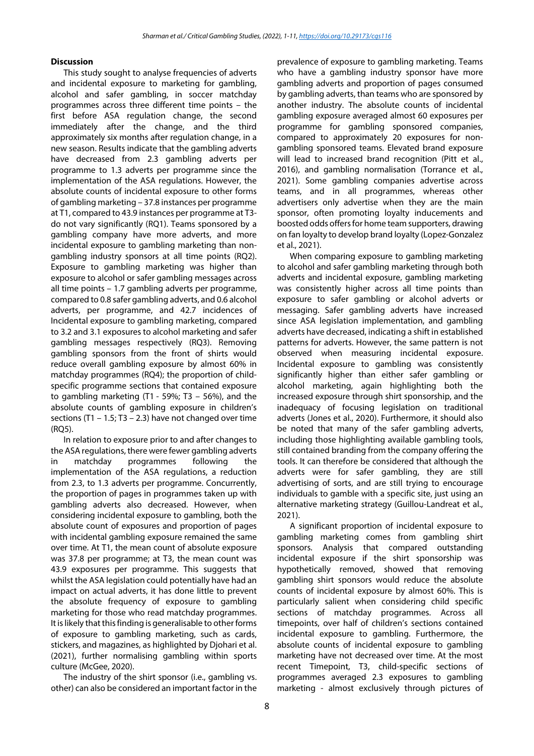## Discussion

This study sought to analyse frequencies of adverts and incidental exposure to marketing for gambling, alcohol and safer gambling, in soccer matchday programmes across three different time points – the first before ASA regulation change, the second immediately after the change, and the third approximately six months after regulation change, in a new season. Results indicate that the gambling adverts have decreased from 2.3 gambling adverts per programme to 1.3 adverts per programme since the implementation of the ASA regulations. However, the absolute counts of incidental exposure to other forms of gambling marketing – 37.8 instances per programme at T1, compared to 43.9 instances per programme at T3- do not vary significantly (RQ1). Teams sponsored by a gambling company have more adverts, and more incidental exposure to gambling marketing than non-gambling industry sponsors at all time points (RQ2). Exposure to gambling marketing was higher than exposure to alcohol or safer gambling messages across all time points – 1.7 gambling adverts per programme, compared to 0.8 safer gambling adverts, and 0.6 alcohol adverts, per programme, and 42.7 incidences of Incidental exposure to gambling marketing, compared to 3.2 and 3.1 exposures to alcohol marketing and safer gambling messages respectively (RQ3). Removing gambling sponsors from the front of shirts would reduce overall gambling exposure by almost 60% in matchday programmes (RQ4); the proportion of child-specific programme sections that contained exposure to gambling marketing (T1 - 59%; T3 – 56%), and the absolute counts of gambling exposure in children's sections (T1 – 1.5; T3 – 2.3) have not changed over time (RQ5).

In relation to exposure prior to and after changes to the ASA regulations, there were fewer gambling adverts in matchday programmes following the implementation of the ASA regulations, a reduction from 2.3, to 1.3 adverts per programme. Concurrently, the proportion of pages in programmes taken up with gambling adverts also decreased. However, when considering incidental exposure to gambling, both the absolute count of exposures and proportion of pages with incidental gambling exposure remained the same over time. At T1, the mean count of absolute exposure was 37.8 per programme; at T3, the mean count was 43.9 exposures per programme. This suggests that whilst the ASA legislation could potentially have had an impact on actual adverts, it has done little to prevent the absolute frequency of exposure to gambling marketing for those who read matchday programmes. It is likely that this finding is generalisable to other forms of exposure to gambling marketing, such as cards, stickers, and magazines, as highlighted by Djohari et al. (2021), further normalising gambling within sports culture (McGee, 2020).

The industry of the shirt sponsor (i.e., gambling vs. other) can also be considered an important factor in the prevalence of exposure to gambling marketing. Teams who have a gambling industry sponsor have more gambling adverts and proportion of pages consumed by gambling adverts, than teams who are sponsored by another industry. The absolute counts of incidental gambling exposure averaged almost 60 exposures per programme for gambling sponsored companies, compared to approximately 20 exposures for non-gambling sponsored teams. Elevated brand exposure will lead to increased brand recognition (Pitt et al., 2016), and gambling normalisation (Torrance et al., 2021). Some gambling companies advertise across teams, and in all programmes, whereas other advertisers only advertise when they are the main sponsor, often promoting loyalty inducements and boosted odds offers for home team supporters, drawing on fan loyalty to develop brand loyalty (Lopez-Gonzalez et al., 2021).

When comparing exposure to gambling marketing to alcohol and safer gambling marketing through both adverts and incidental exposure, gambling marketing was consistently higher across all time points than exposure to safer gambling or alcohol adverts or messaging. Safer gambling adverts have increased since ASA legislation implementation, and gambling adverts have decreased, indicating a shift in established patterns for adverts. However, the same pattern is not observed when measuring incidental exposure. Incidental exposure to gambling was consistently significantly higher than either safer gambling or alcohol marketing, again highlighting both the increased exposure through shirt sponsorship, and the inadequacy of focusing legislation on traditional adverts (Jones et al., 2020). Furthermore, it should also be noted that many of the safer gambling adverts, including those highlighting available gambling tools, still contained branding from the company offering the tools. It can therefore be considered that although the adverts were for safer gambling, they are still advertising of sorts, and are still trying to encourage individuals to gamble with a specific site, just using an alternative marketing strategy (Guillou-Landreat et al., 2021).

A significant proportion of incidental exposure to gambling marketing comes from gambling shirt sponsors. Analysis that compared outstanding incidental exposure if the shirt sponsorship was hypothetically removed, showed that removing gambling shirt sponsors would reduce the absolute counts of incidental exposure by almost 60%. This is particularly salient when considering child specific sections of matchday programmes. Across all timepoints, over half of children's sections contained incidental exposure to gambling. Furthermore, the absolute counts of incidental exposure to gambling marketing have not decreased over time. At the most recent Timepoint, T3, child-specific sections of programmes averaged 2.3 exposures to gambling marketing - almost exclusively through pictures of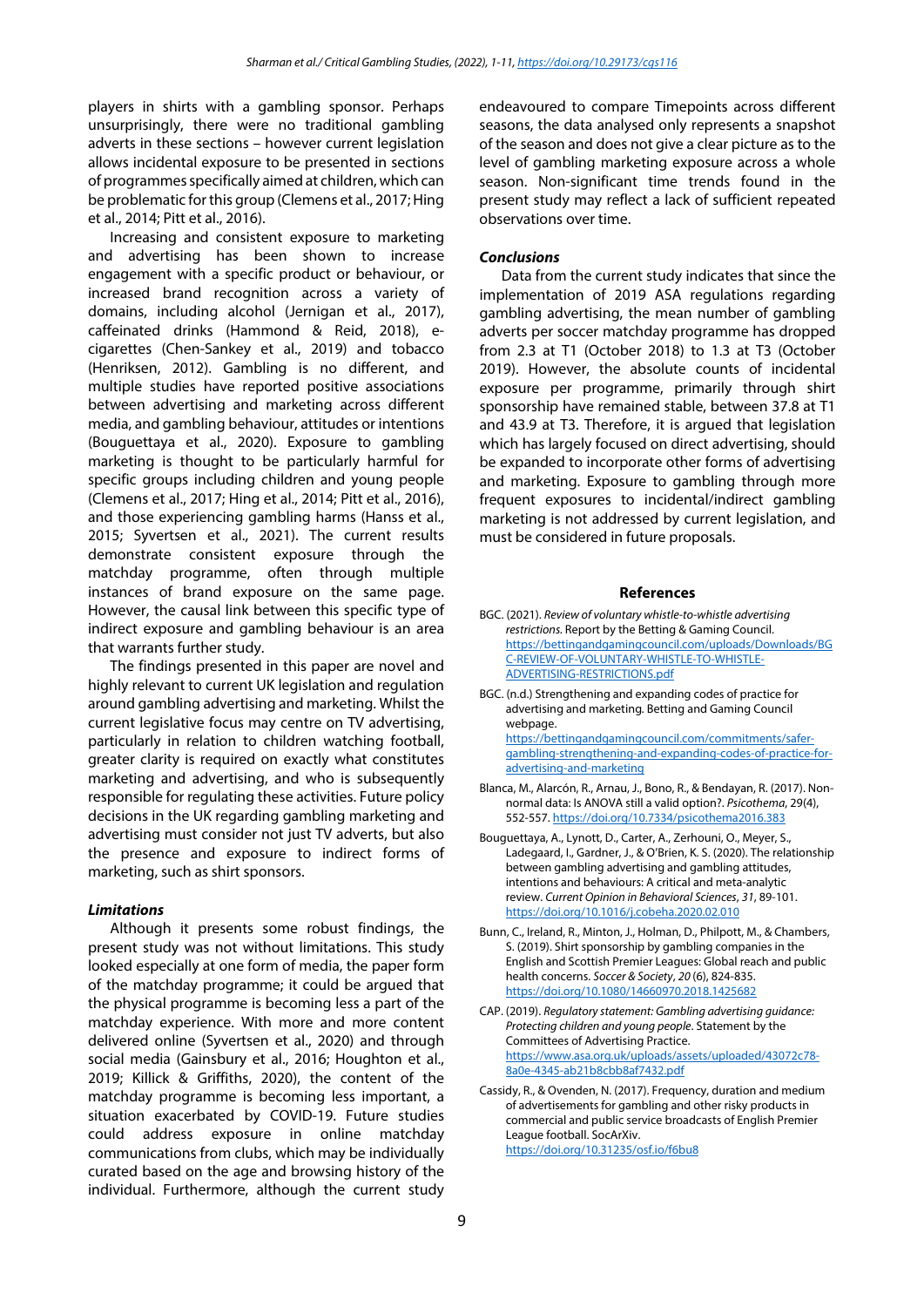players in shirts with a gambling sponsor. Perhaps unsurprisingly, there were no traditional gambling adverts in these sections – however current legislation allows incidental exposure to be presented in sections of programmes specifically aimed at children, which can be problematic for this group (Clemens et al., 2017; Hing et al., 2014; Pitt et al., 2016).

Increasing and consistent exposure to marketing and advertising has been shown to increase engagement with a specific product or behaviour, or increased brand recognition across a variety of domains, including alcohol (Jernigan et al., 2017), caffeinated drinks (Hammond & Reid, 2018), e-cigarettes (Chen-Sankey et al., 2019) and tobacco (Henriksen, 2012). Gambling is no different, and multiple studies have reported positive associations between advertising and marketing across different media, and gambling behaviour, attitudes or intentions (Bouguettaya et al., 2020). Exposure to gambling marketing is thought to be particularly harmful for specific groups including children and young people (Clemens et al., 2017; Hing et al., 2014; Pitt et al., 2016), and those experiencing gambling harms (Hanss et al., 2015; Syvertsen et al., 2021). The current results demonstrate consistent exposure through the matchday programme, often through multiple instances of brand exposure on the same page. However, the causal link between this specific type of indirect exposure and gambling behaviour is an area that warrants further study.

The findings presented in this paper are novel and highly relevant to current UK legislation and regulation around gambling advertising and marketing. Whilst the current legislative focus may centre on TV advertising, particularly in relation to children watching football, greater clarity is required on exactly what constitutes marketing and advertising, and who is subsequently responsible for regulating these activities. Future policy decisions in the UK regarding gambling marketing and advertising must consider not just TV adverts, but also the presence and exposure to indirect forms of marketing, such as shirt sponsors.

### *Limitations*

Although it presents some robust findings, the present study was not without limitations. This study looked especially at one form of media, the paper form of the matchday programme; it could be argued that the physical programme is becoming less a part of the matchday experience. With more and more content delivered online (Syvertsen et al., 2020) and through social media (Gainsbury et al., 2016; Houghton et al., 2019; Killick & Griffiths, 2020), the content of the matchday programme is becoming less important, a situation exacerbated by COVID-19. Future studies could address exposure in online matchday communications from clubs, which may be individually curated based on the age and browsing history of the individual. Furthermore, although the current study endeavoured to compare Timepoints across different seasons, the data analysed only represents a snapshot of the season and does not give a clear picture as to the level of gambling marketing exposure across a whole season. Non-significant time trends found in the present study may reflect a lack of sufficient repeated observations over time.

### *Conclusions*

Data from the current study indicates that since the implementation of 2019 ASA regulations regarding gambling advertising, the mean number of gambling adverts per soccer matchday programme has dropped from 2.3 at T1 (October 2018) to 1.3 at T3 (October 2019). However, the absolute counts of incidental exposure per programme, primarily through shirt sponsorship have remained stable, between 37.8 at T1 and 43.9 at T3. Therefore, it is argued that legislation which has largely focused on direct advertising, should be expanded to incorporate other forms of advertising and marketing. Exposure to gambling through more frequent exposures to incidental/indirect gambling marketing is not addressed by current legislation, and must be considered in future proposals.

## References

BGC. (2021). *Review of voluntary whistle-to-whistle advertising restrictions.* Report by the Betting & Gaming Council. https://bettingandgamingcouncil.com/uploads/Downloads/BGC-REVIEW-OF-VOLUNTARY-WHISTLE-TO-WHISTLE-ADVERTISING-RESTRICTIONS.pdf

BGC. (n.d.) Strengthening and expanding codes of practice for advertising and marketing. Betting and Gaming Council webpage. https://bettingandgamingcouncil.com/commitments/safer-gambling-strengthening-and-expanding-codes-of-practice-for-advertising-and-marketing

Blanca, M., Alarcón, R., Arnau, J., Bono, R., & Bendayan, R. (2017). Non-normal data: Is ANOVA still a valid option?. *Psicothema*, 29(4), 552-557. https://doi.org/10.7334/psicothema2016.383

Bouguettaya, A., Lynott, D., Carter, A., Zerhouni, O., Meyer, S., Ladegaard, I., Gardner, J., & O'Brien, K. S. (2020). The relationship between gambling advertising and gambling attitudes, intentions and behaviours: A critical and meta-analytic review. *Current Opinion in Behavioral Sciences*, *31*, 89-101. https://doi.org/10.1016/j.cobeha.2020.02.010

Bunn, C., Ireland, R., Minton, J., Holman, D., Philpott, M., & Chambers, S. (2019). Shirt sponsorship by gambling companies in the English and Scottish Premier Leagues: Global reach and public health concerns. *Soccer & Society*, *20* (6), 824-835. https://doi.org/10.1080/14660970.2018.1425682

CAP. (2019). *Regulatory statement: Gambling advertising guidance: Protecting children and young people.* Statement by the Committees of Advertising Practice. https://www.asa.org.uk/uploads/assets/uploaded/43072c78-8a0e-4345-ab21b8cbb8af7432.pdf

Cassidy, R., & Ovenden, N. (2017). Frequency, duration and medium of advertisements for gambling and other risky products in commercial and public service broadcasts of English Premier League football. SocArXiv. https://doi.org/10.31235/osf.io/f6bu8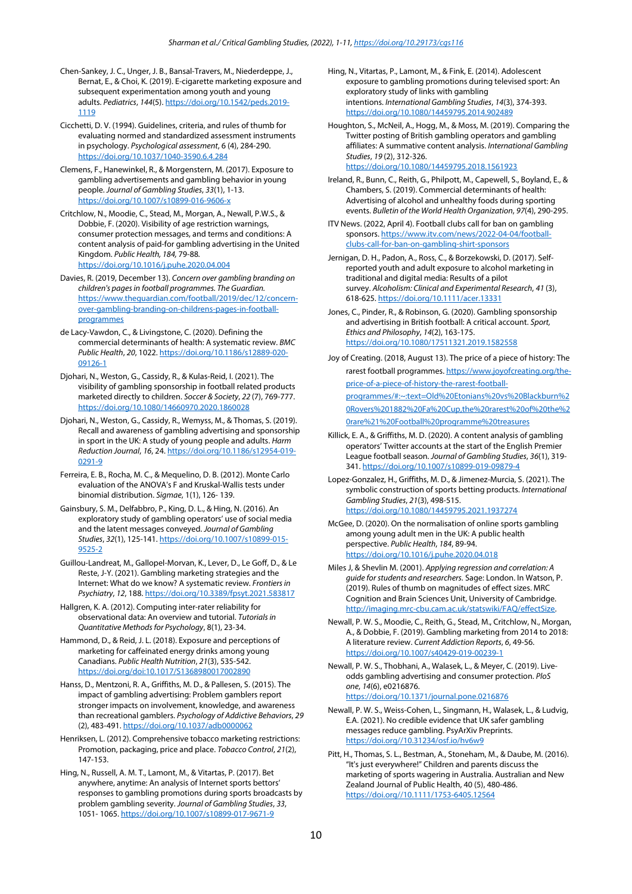Chen-Sankey, J. C., Unger, J. B., Bansal-Travers, M., Niederdeppe, J., Bernat, E., & Choi, K. (2019). E-cigarette marketing exposure and subsequent experimentation among youth and young adults. *Pediatrics*, *144*(5). https://doi.org/10.1542/peds.2019-1119

Cicchetti, D. V. (1994). Guidelines, criteria, and rules of thumb for evaluating normed and standardized assessment instruments in psychology. *Psychological assessment*, 6 (4), 284-290. https://doi.org/10.1037/1040-3590.6.4.284

Clemens, F., Hanewinkel, R., & Morgenstern, M. (2017). Exposure to gambling advertisements and gambling behavior in young people. *Journal of Gambling Studies*, *33*(1), 1-13. https://doi.org/10.1007/s10899-016-9606-x

Critchlow, N., Moodie, C., Stead, M., Morgan, A., Newall, P.W.S., & Dobbie, F. (2020). Visibility of age restriction warnings, consumer protection messages, and terms and conditions: A content analysis of paid-for gambling advertising in the United Kingdom. *Public Health*, *184*, 79-88. https://doi.org/10.1016/j.puhe.2020.04.004

Davies, R. (2019, December 13). *Concern over gambling branding on children's pages in football programmes. The Guardian.* https://www.theguardian.com/football/2019/dec/12/concern-over-gambling-branding-on-childrens-pages-in-football-programmes

de Lacy-Vawdon, C., & Livingstone, C. (2020). Defining the commercial determinants of health: A systematic review. *BMC Public Health*, *20*, 1022. https://doi.org/10.1186/s12889-020-09126-1

Djohari, N., Weston, G., Cassidy, R., & Kulas-Reid, I. (2021). The visibility of gambling sponsorship in football related products marketed directly to children. *Soccer & Society*, *22* (7), 769-777. https://doi.org/10.1080/14660970.2020.1860028

Djohari, N., Weston, G., Cassidy, R., Wemyss, M., & Thomas, S. (2019). Recall and awareness of gambling advertising and sponsorship in sport in the UK: A study of young people and adults. *Harm Reduction Journal*, *16*, 24. https://doi.org/10.1186/s12954-019-0291-9

Ferreira, E. B., Rocha, M. C., & Mequelino, D. B. (2012). Monte Carlo evaluation of the ANOVA's F and Kruskal-Wallis tests under binomial distribution. *Sigmae*, 1(1), 126- 139.

Gainsbury, S. M., Delfabbro, P., King, D. L., & Hing, N. (2016). An exploratory study of gambling operators' use of social media and the latent messages conveyed. *Journal of Gambling Studies*, *32*(1), 125-141. https://doi.org/10.1007/s10899-015-9525-2

Guillou-Landreat, M., Gallopel-Morvan, K., Lever, D., Le Goff, D., & Le Reste, J-Y. (2021). Gambling marketing strategies and the Internet: What do we know? A systematic review. *Frontiers in Psychiatry*, *12*, 188. https://doi.org/10.3389/fpsyt.2021.583817

Hallgren, K. A. (2012). Computing inter-rater reliability for observational data: An overview and tutorial. *Tutorials in Quantitative Methods for Psychology*, 8(1), 23-34.

Hammond, D., & Reid, J. L. (2018). Exposure and perceptions of marketing for caffeinated energy drinks among young Canadians. *Public Health Nutrition*, *21*(3), 535-542. https://doi.org/doi:10.1017/S1368980017002890

Hanss, D., Mentzoni, R. A., Griffiths, M. D., & Pallesen, S. (2015). The impact of gambling advertising: Problem gamblers report stronger impacts on involvement, knowledge, and awareness than recreational gamblers. *Psychology of Addictive Behaviors*, *29* (2), 483-491. https://doi.org/10.1037/adb0000062

Henriksen, L. (2012). Comprehensive tobacco marketing restrictions: Promotion, packaging, price and place. *Tobacco Control*, *21*(2), 147-153.

Hing, N., Russell, A. M. T., Lamont, M., & Vitartas, P. (2017). Bet anywhere, anytime: An analysis of Internet sports bettors' responses to gambling promotions during sports broadcasts by problem gambling severity. *Journal of Gambling Studies*, *33*, 1051- 1065. https://doi.org/10.1007/s10899-017-9671-9

Hing, N., Vitartas, P., Lamont, M., & Fink, E. (2014). Adolescent exposure to gambling promotions during televised sport: An exploratory study of links with gambling intentions. *International Gambling Studies*, *14*(3), 374-393. https://doi.org/10.1080/14459795.2014.902489

Houghton, S., McNeil, A., Hogg, M., & Moss, M. (2019). Comparing the Twitter posting of British gambling operators and gambling affiliates: A summative content analysis. *International Gambling Studies*, *19* (2), 312-326. https://doi.org/10.1080/14459795.2018.1561923

Ireland, R., Bunn, C., Reith, G., Philpott, M., Capewell, S., Boyland, E., & Chambers, S. (2019). Commercial determinants of health: Advertising of alcohol and unhealthy foods during sporting events. *Bulletin of the World Health Organization*, *97*(4), 290-295.

ITV News. (2022, April 4). Football clubs call for ban on gambling sponsors. https://www.itv.com/news/2022-04-04/football-clubs-call-for-ban-on-gambling-shirt-sponsors

Jernigan, D. H., Padon, A., Ross, C., & Borzekowski, D. (2017). Self-reported youth and adult exposure to alcohol marketing in traditional and digital media: Results of a pilot survey. *Alcoholism: Clinical and Experimental Research*, *41* (3), 618-625. https://doi.org/10.1111/acer.13331

Jones, C., Pinder, R., & Robinson, G. (2020). Gambling sponsorship and advertising in British football: A critical account. *Sport, Ethics and Philosophy*, *14*(2), 163-175. https://doi.org/10.1080/17511321.2019.1582558

Joy of Creating. (2018, August 13). The price of a piece of history: The rarest football programmes. https://www.joyofcreating.org/the-price-of-a-piece-of-history-the-rarest-football-programmes/#:~:text=Old%20Etonians%20vs%20Blackburn%20Rovers%201882%20a%20Cup,the%20rarest%20of%20the%20rare%21%20Football%20programme%20treasures

Killick, E. A., & Griffiths, M. D. (2020). A content analysis of gambling operators' Twitter accounts at the start of the English Premier League football season. *Journal of Gambling Studies*, *36*(1), 319-341. https://doi.org/10.1007/s10899-019-09879-4

Lopez-Gonzalez, H., Griffiths, M. D., & Jimenez-Murcia, S. (2021). The symbolic construction of sports betting products. *International Gambling Studies*, *21*(3), 498-515. https://doi.org/10.1080/14459795.2021.1937274

McGee, D. (2020). On the normalisation of online sports gambling among young adult men in the UK: A public health perspective. *Public Health*, *184*, 89-94. https://doi.org/10.1016/j.puhe.2020.04.018

Miles J, & Shevlin M. (2001). *Applying regression and correlation: A guide for students and researchers.* Sage: London. In Watson, P. (2019). Rules of thumb on magnitudes of effect sizes. MRC Cognition and Brain Sciences Unit, University of Cambridge. http://imaging.mrc-cbu.cam.ac.uk/statswiki/FAQ/effectSize.

Newall, P. W. S., Moodie, C., Reith, G., Stead, M., Critchlow, N., Morgan, A., & Dobbie, F. (2019). Gambling marketing from 2014 to 2018: A literature review. *Current Addiction Reports*, *6*, 49-56. https://doi.org/10.1007/s40429-019-00239-1

Newall, P. W. S., Thobhani, A., Walasek, L., & Meyer, C. (2019). Live-odds gambling advertising and consumer protection. *PloS one*, *14*(6), e0216876. https://doi.org/10.1371/journal.pone.0216876

Newall, P. W. S., Weiss-Cohen, L., Singmann, H., Walasek, L., & Ludvig, E.A. (2021). No credible evidence that UK safer gambling messages reduce gambling. PsyArXiv Preprints. https://doi.org//10.31234/osf.io/hv6w9

Pitt, H., Thomas, S. L., Bestman, A., Stoneham, M., & Daube, M. (2016). "It's just everywhere!" Children and parents discuss the marketing of sports wagering in Australia. Australian and New Zealand Journal of Public Health, 40 (5), 480-486. https://doi.org//10.1111/1753-6405.12564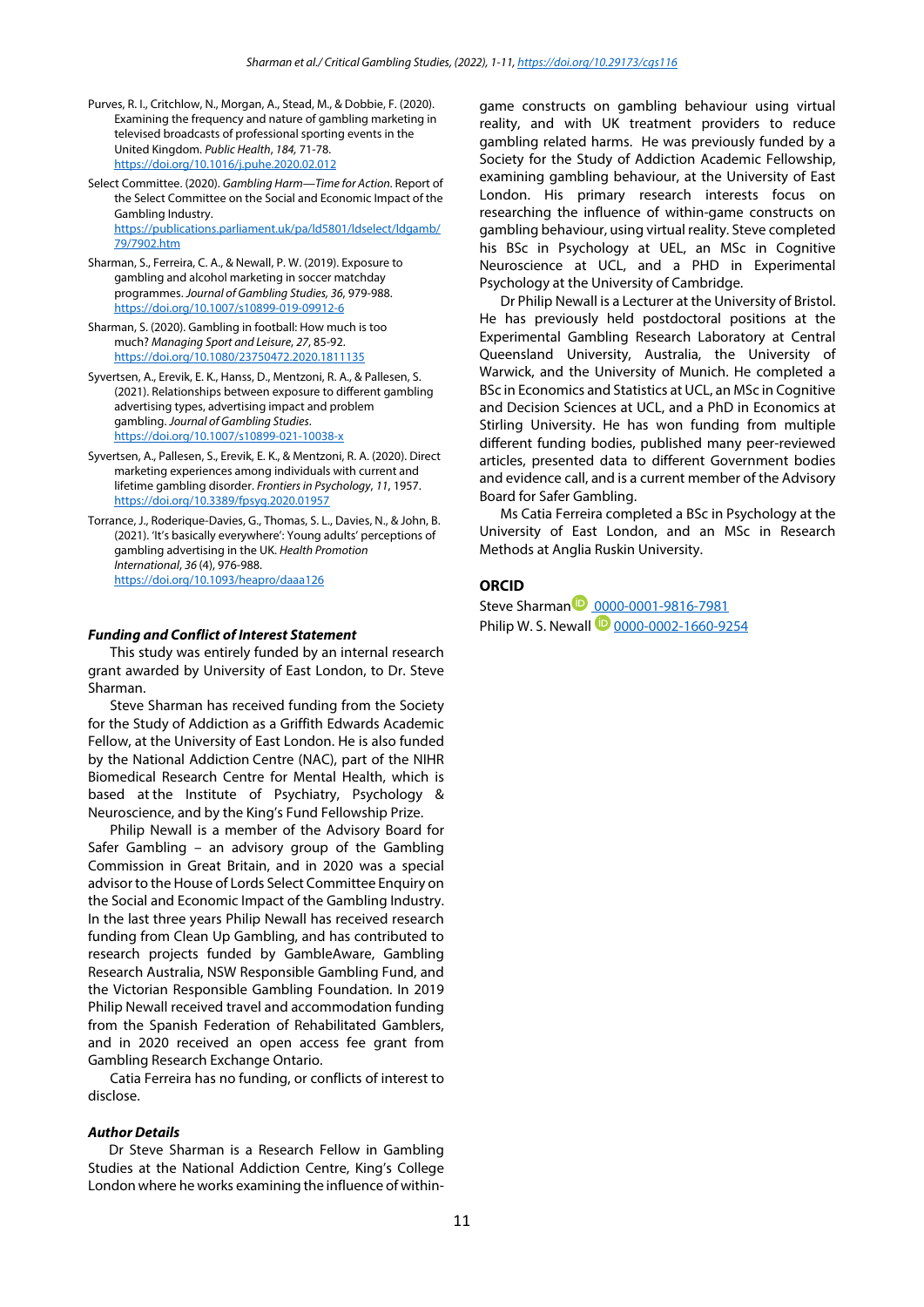Purves, R. I., Critchlow, N., Morgan, A., Stead, M., & Dobbie, F. (2020). Examining the frequency and nature of gambling marketing in televised broadcasts of professional sporting events in the United Kingdom. *Public Health*, *184*, 71-78. https://doi.org/10.1016/j.puhe.2020.02.012

Select Committee. (2020). *Gambling Harm—Time for Action*. Report of the Select Committee on the Social and Economic Impact of the Gambling Industry. https://publications.parliament.uk/pa/ld5801/ldselect/ldgamb/79/7902.htm

Sharman, S., Ferreira, C. A., & Newall, P. W. (2019). Exposure to gambling and alcohol marketing in soccer matchday programmes. *Journal of Gambling Studies*, *36*, 979-988. https://doi.org/10.1007/s10899-019-09912-6

Sharman, S. (2020). Gambling in football: How much is too much? *Managing Sport and Leisure*, *27*, 85-92. https://doi.org/10.1080/23750472.2020.1811135

Syvertsen, A., Erevik, E. K., Hanss, D., Mentzoni, R. A., & Pallesen, S. (2021). Relationships between exposure to different gambling advertising types, advertising impact and problem gambling. *Journal of Gambling Studies*. https://doi.org/10.1007/s10899-021-10038-x

Syvertsen, A., Pallesen, S., Erevik, E. K., & Mentzoni, R. A. (2020). Direct marketing experiences among individuals with current and lifetime gambling disorder. *Frontiers in Psychology*, *11*, 1957. https://doi.org/10.3389/fpsyg.2020.01957

Torrance, J., Roderique-Davies, G., Thomas, S. L., Davies, N., & John, B. (2021). 'It's basically everywhere': Young adults' perceptions of gambling advertising in the UK. *Health Promotion International*, *36* (4), 976-988. https://doi.org/10.1093/heapro/daaa126

### *Funding and Conflict of Interest Statement*

This study was entirely funded by an internal research grant awarded by University of East London, to Dr. Steve Sharman.

Steve Sharman has received funding from the Society for the Study of Addiction as a Griffith Edwards Academic Fellow, at the University of East London. He is also funded by the National Addiction Centre (NAC), part of the NIHR Biomedical Research Centre for Mental Health, which is based at the Institute of Psychiatry, Psychology & Neuroscience, and by the King's Fund Fellowship Prize.

Philip Newall is a member of the Advisory Board for Safer Gambling – an advisory group of the Gambling Commission in Great Britain, and in 2020 was a special advisor to the House of Lords Select Committee Enquiry on the Social and Economic Impact of the Gambling Industry. In the last three years Philip Newall has received research funding from Clean Up Gambling, and has contributed to research projects funded by GambleAware, Gambling Research Australia, NSW Responsible Gambling Fund, and the Victorian Responsible Gambling Foundation. In 2019 Philip Newall received travel and accommodation funding from the Spanish Federation of Rehabilitated Gamblers, and in 2020 received an open access fee grant from Gambling Research Exchange Ontario.

Catia Ferreira has no funding, or conflicts of interest to disclose.

### *Author Details*

Dr Steve Sharman is a Research Fellow in Gambling Studies at the National Addiction Centre, King's College London where he works examining the influence of within-game constructs on gambling behaviour using virtual reality, and with UK treatment providers to reduce gambling related harms. He was previously funded by a Society for the Study of Addiction Academic Fellowship, examining gambling behaviour, at the University of East London. His primary research interests focus on researching the influence of within-game constructs on gambling behaviour, using virtual reality. Steve completed his BSc in Psychology at UEL, an MSc in Cognitive Neuroscience at UCL, and a PHD in Experimental Psychology at the University of Cambridge.

Dr Philip Newall is a Lecturer at the University of Bristol. He has previously held postdoctoral positions at the Experimental Gambling Research Laboratory at Central Queensland University, Australia, the University of Warwick, and the University of Munich. He completed a BSc in Economics and Statistics at UCL, an MSc in Cognitive and Decision Sciences at UCL, and a PhD in Economics at Stirling University. He has won funding from multiple different funding bodies, published many peer-reviewed articles, presented data to different Government bodies and evidence call, and is a current member of the Advisory Board for Safer Gambling.

Ms Catia Ferreira completed a BSc in Psychology at the University of East London, and an MSc in Research Methods at Anglia Ruskin University.

## ORCID

Steve Sharman 0000-0001-9816-7981

Philip W. S. Newall 0000-0002-1660-9254